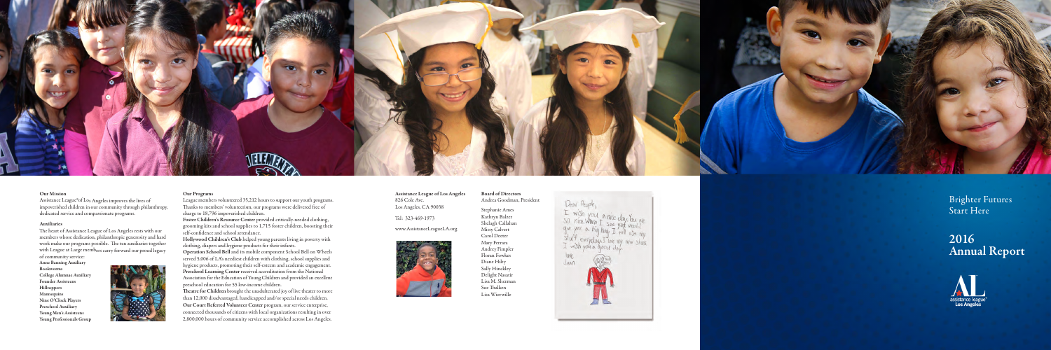### Our Mission

Assistance League® of Los Angeles improves the lives of impoverished children in our community through philanthropy, dedicated service and compassionate programs.

### Auxiliaries

The heart of Assistance League of Los Angeles rests with our members whose dedication, philanthropic generosity and hard work make our programs possible. The ten auxiliaries together with League at Large members carry forward our proud legacy of community service:

**Anne Banning Auxiliary**
**Bookworms**
**College Alumnae Auxiliary**
**Founder Assisteens**
**Hilltoppers**
**Mannequins**
**Nine O'Clock Players**
**Preschool Auxiliary**
**Young Men's Assisteens**
**Young Professionals Group**

### Our Programs

League members volunteered 35,212 hours to support our youth programs. Thanks to members' volunteerism, our programs were delivered free of charge to 18,796 impoverished children.

**Foster Children's Resource Center** provided critically-needed clothing, grooming kits and school supplies to 1,715 foster children, boosting their self-confidence and school attendance.

**Hollywood Children's Club** helped young parents living in poverty with clothing, diapers and hygiene products for their infants.

**Operation School Bell** and its mobile component School Bell on Wheels served 5,006 of LA's neediest children with clothing, school supplies and hygiene products, promoting their self-esteem and academic engagement.

**Preschool Learning Center** received accreditation from the National Association for the Education of Young Children and provided an excellent preschool education for 55 low-income children.

**Theatre for Children** brought the unadulterated joy of live theater to more than 12,000 disadvantaged, handicapped and/or special needs children.

**Our Court Referred Volunteer Center** program, our service enterprise, connected thousands of citizens with local organizations resulting in over 2,800,000 hours of community service accomplished across Los Angeles.

**Assistance League of Los Angeles**
826 Cole Ave.
Los Angeles, CA 90038

Tel: 323-469-1973

www.AssistanceLeagueLA.org

**Board of Directors**
Andrea Goodman, President

Stephanie Ames
Kathryn Balzer
Shelagh Callahan
Missy Calvert
Carol Dexter
Mary Ferrara
Audrey Fimpler
Floran Fowkes
Diane Hilty
Sally Hinckley
Delight Nasatir
Lisa M. Sherman
Sue Thalken
Lisa Wierwille

Brighter Futures
Start Here

## 2016 Annual Report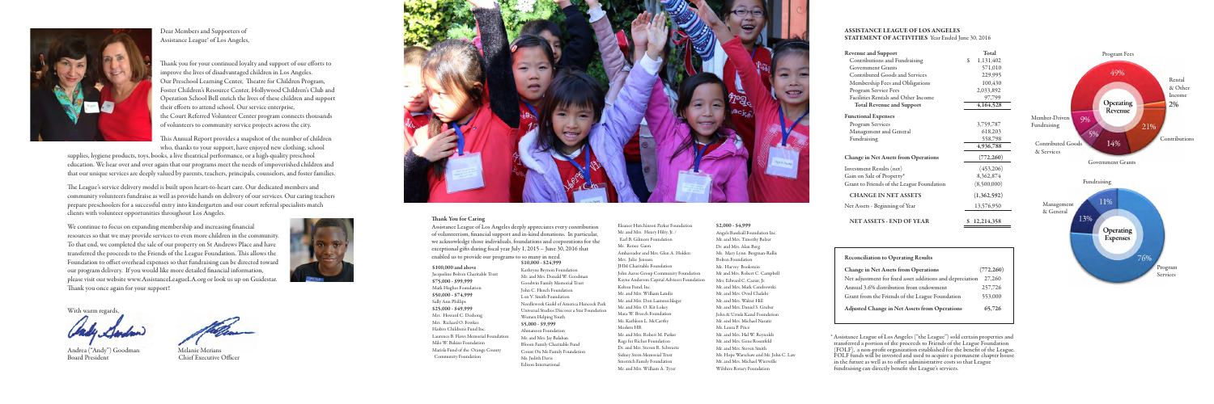Dear Members and Supporters of Assistance League® of Los Angeles,

Thank you for your continued loyalty and support of our efforts to improve the lives of disadvantaged children in Los Angeles. Our Preschool Learning Center, Theatre for Children Program, Foster Children's Resource Center, Hollywood Children's Club and Operation School Bell enrich the lives of these children and support their efforts to attend school. Our service enterprise, the Court Referred Volunteer Center program connects thousands of volunteers to community service projects across the city.

This Annual Report provides a snapshot of the number of children who, thanks to your support, have enjoyed new clothing, school supplies, hygiene products, toys, books, a live theatrical performance, or a high-quality preschool education. We hear over and over again that our programs meet the needs of impoverished children and that our unique services are deeply valued by parents, teachers, principals, counselors, and foster families.

The League's service delivery model is built upon heart-to-heart care. Our dedicated members and community volunteers fundraise as well as provide hands on delivery of our services. Our caring teachers prepare preschoolers for a successful entry into kindergarten and our court referral specialists match clients with volunteer opportunities throughout Los Angeles.

We continue to focus on expanding membership and increasing financial resources so that we may provide services to even more children in the community. To that end, we completed the sale of our property on St Andrews Place and have transferred the proceeds to the Friends of the League Foundation. This allows the Foundation to offset overhead expenses so that fundraising can be directed toward our program delivery. If you would like more detailed financial information, please visit our website www.AssistanceLeagueLA.org or look us up on Guidestar. Thank you once again for your support!

With warm regards,

Andrea ("Andy") Goodman
Board President

Melanie Merians
Chief Executive Officer

### Thank You for Caring

Assistance League of Los Angeles deeply appreciates every contribution of volunteerism, financial support and in-kind donations. In particular, we acknowledge those individuals, foundations and corporations for the exceptional gifts during fiscal year July 1, 2015 – June 30, 2016 that enabled us to provide our programs to so many in need.

**$100,000 and above**
Jacqueline Bolton Charitable Trust

**$75,000 - $99,999**
Mark Hughes Foundation

**$50,000 - $74,999**
Sally Ann Phillips

**$25,000 - $49,999**
Mrs. Howard C. Dorhong
Mrs. Richard O. Fowkes
Hasbro Children's Fund Inc.
Laurence B. Flows Memorial Foundation
Milo W. Bekins Foundation
Mariela Fund of the Orange County Community Foundation

**$10,000 - $24,999**
Kathryne Beynon Foundation
Mr. and Mrs. Donald W. Goodman
Goodwin Family Memorial Trust
John C. Hench Foundation
Lon V. Smith Foundation
Needlework Guild of America Hancock Park
Universal Studios Discover a Star Foundation
Women Helping Youth

**$5,000 - $9,999**
Ahmanson Foundation
Mr. and Mrs. Jay Balabus
Bloom Family Charitable Fund
Count On Me Family Foundation
Ms. Judith Davis
Edison International
Eleanor Hutchinson Parker Foundation
Mr. and Mrs. Henry Hilty, Jr. /
Earl B. Gilmore Foundation
Mr. Renee Gassi
Ambassador and Mrs. Glen A. Holden
Mrs. Julie Jensen
JHM Charitable Foundation
John Aaron Group Community Foundation
Kayne Anderson Capital Advisors Foundation
Kelton Fund, Inc.
Mr. and Mrs. William Landis
Mr. and Mrs. Don Lautenschleger
Mr. and Mrs. O. Kit Lokey
Mara W. Breech Foundation
Ms. Kathleen L. McCarthy
Modern HR
Mr. and Mrs. Robert M. Parker
Rags for Riches Foundation
Dr. and Mrs. Steven R. Schwartz
Sidney Stern Memorial Trust
Smotrich Family Foundation
Mr. and Mrs. William A. Tyrer

**$2,000 - $4,999**
Angels Baseball Foundation Inc.
Mr. and Mrs. Timothy Balter
Dr. and Mrs. Alan Berg
Ms. Mary Lynn. Bergman-Rallis
Bolton Foundation
Mr. Harvey Bookstein
Mr. and Mrs. Robert C. Campbell
Mrs. Edward C. Carter, Jr.
Mr. and Mrs. Mark Cendrowski
Mr. and Mrs. Ovid Chelebi
Mr. and Mrs. Walter Hill
Mr. and Mrs. Daniel S. Gruber
John & Ursula Kanel Foundation
Mr. and Mrs. Michael Naratz
Ms. Laura P. Price
Mr. and Mrs. Hal W. Reynolds
Mr. and Mrs. Gene Rosenfeld
Mr. and Mrs. Steven Smith
Ms. Hope Warschaw and Mr. John C. Law
Mr. and Mrs. Michael Whitville
Wilshire Rotary Foundation

### ASSISTANCE LEAGUE OF LOS ANGELES
### STATEMENT OF ACTIVITIES Year Ended June 30, 2016

| | Total |
|---|---|
| **Revenue and Support** | |
| Contributions and Fundraising | $ 1,131,402 |
| Government Grants | 571,010 |
| Contributed Goods and Services | 229,995 |
| Membership Fees and Obligations | 100,430 |
| Program Service Fees | 2,033,892 |
| Facilities Rentals and Other Income | 97,799 |
| **Total Revenue and Support** | 4,164,528 |
| **Functional Expenses** | |
| Program Services | 3,759,787 |
| Management and General | 618,203 |
| Fundraising | 558,798 |
| | 4,936,788 |
| **Change in Net Assets from Operations** | (772,260) |
| Investment Results (net) | (453,206) |
| Gain on Sale of Property* | 8,362,874 |
| Grant to Friends of the League Foundation | (8,500,000) |
| **CHANGE IN NET ASSETS** | (1,362,592) |
| Net Assets - Beginning of Year | 13,576,950 |
| **NET ASSETS - END OF YEAR** | $ 12,214,358 |

Operating Revenue
Program Fees 49%
Rental & Other Income 2%
Contributions 21%
Government Grants 14%
Contributed Goods & Services 5%
Member-Driven Fundraising 9%

Operating Expenses
Program Services 76%
Management & General 13%
Fundraising 11%

### Reconciliation to Operating Results

| | |
|---|---|
| Change in Net Assets from Operations | (772,260) |
| Net adjustment for fixed asset additions and depreciation | 27,260 |
| Annual 3.6% distribution from endowment | 257,726 |
| Grant from the Friends of the League Foundation | 553,000 |
| **Adjusted Change in Net Assets from Operations** | 65,726 |

\* Assistance League of Los Angeles ("the League") sold certain properties and transferred a portion of the proceeds to Friends of the League Foundation (FOLF), a non-profit organization established for the benefit of the League. FOLF funds will be invested and used to acquire a permanent chapter house in the future as well as to offset administrative costs so that League fundraising can directly benefit the League's services.